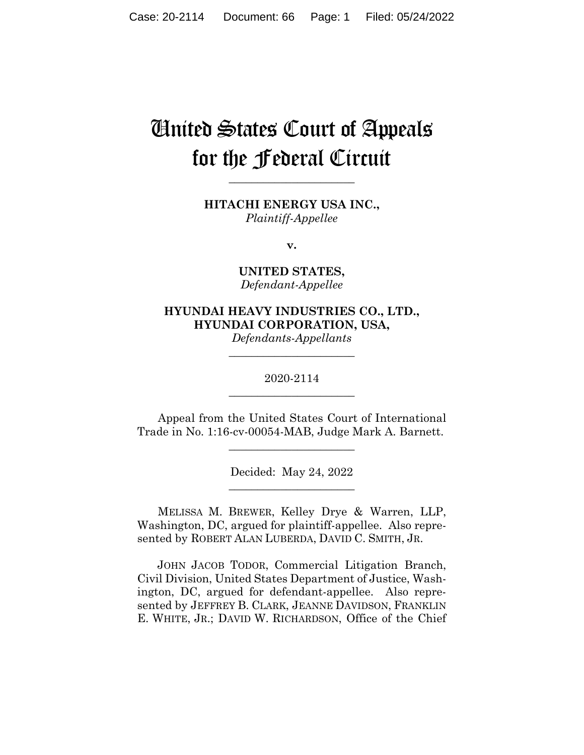# United States Court of Appeals for the Federal Circuit

______________________

**HITACHI ENERGY USA INC.,**
*Plaintiff-Appellee*

**v.**

**UNITED STATES,**
*Defendant-Appellee*

**HYUNDAI HEAVY INDUSTRIES CO., LTD., HYUNDAI CORPORATION, USA,**
*Defendants-Appellants*

______________________

2020-2114

______________________

Appeal from the United States Court of International Trade in No. 1:16-cv-00054-MAB, Judge Mark A. Barnett.

______________________

Decided: May 24, 2022

______________________

MELISSA M. BREWER, Kelley Drye & Warren, LLP, Washington, DC, argued for plaintiff-appellee. Also represented by ROBERT ALAN LUBERDA, DAVID C. SMITH, JR.

JOHN JACOB TODOR, Commercial Litigation Branch, Civil Division, United States Department of Justice, Washington, DC, argued for defendant-appellee. Also represented by JEFFREY B. CLARK, JEANNE DAVIDSON, FRANKLIN E. WHITE, JR.; DAVID W. RICHARDSON, Office of the Chief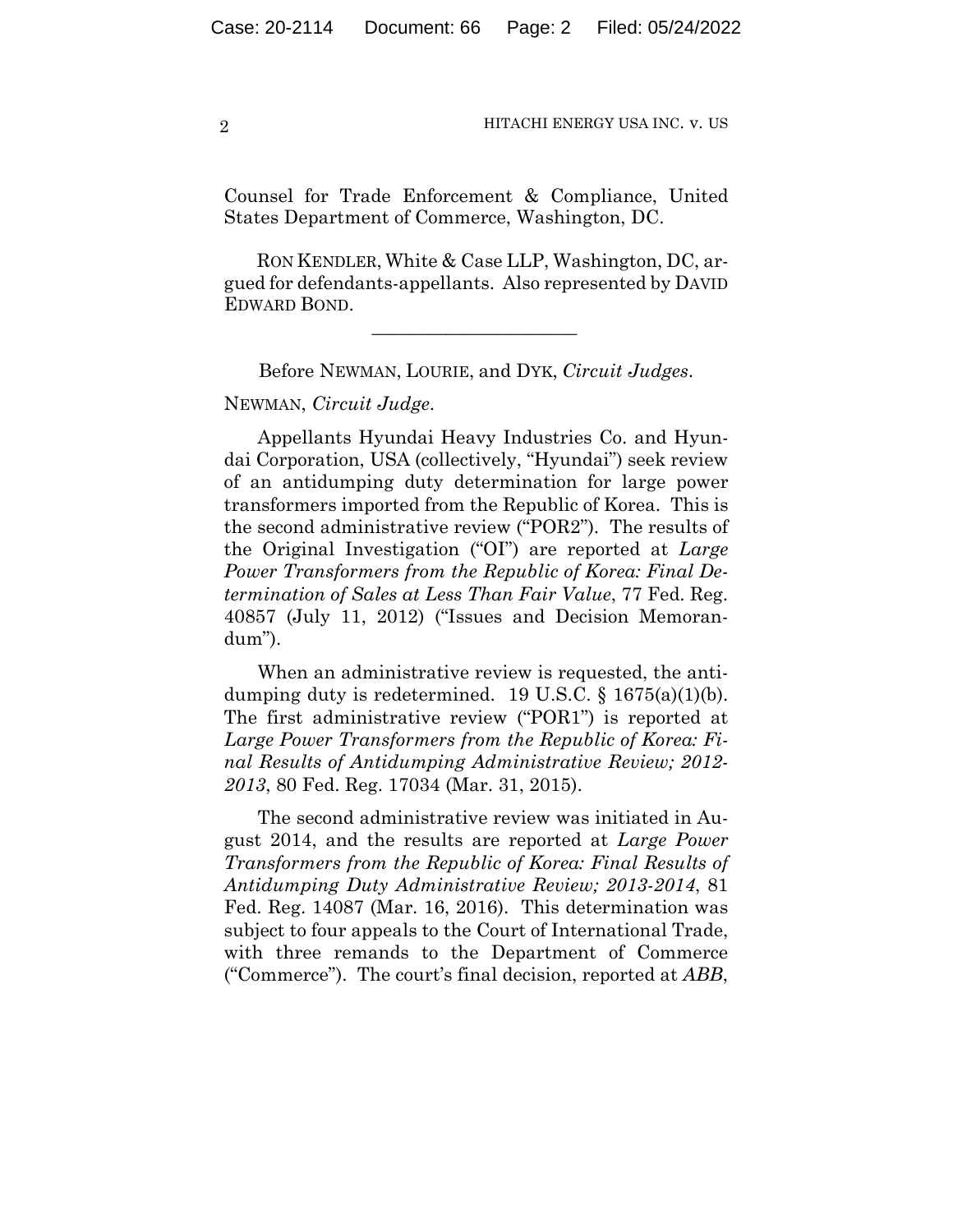Counsel for Trade Enforcement & Compliance, United States Department of Commerce, Washington, DC.

RON KENDLER, White & Case LLP, Washington, DC, argued for defendants-appellants. Also represented by DAVID EDWARD BOND.

---

Before NEWMAN, LOURIE, and DYK, *Circuit Judges*.

NEWMAN, *Circuit Judge*.

Appellants Hyundai Heavy Industries Co. and Hyundai Corporation, USA (collectively, "Hyundai") seek review of an antidumping duty determination for large power transformers imported from the Republic of Korea. This is the second administrative review ("POR2"). The results of the Original Investigation ("OI") are reported at *Large Power Transformers from the Republic of Korea: Final Determination of Sales at Less Than Fair Value*, 77 Fed. Reg. 40857 (July 11, 2012) ("Issues and Decision Memorandum").

When an administrative review is requested, the antidumping duty is redetermined. 19 U.S.C. § 1675(a)(1)(b). The first administrative review ("POR1") is reported at *Large Power Transformers from the Republic of Korea: Final Results of Antidumping Administrative Review; 2012-2013*, 80 Fed. Reg. 17034 (Mar. 31, 2015).

The second administrative review was initiated in August 2014, and the results are reported at *Large Power Transformers from the Republic of Korea: Final Results of Antidumping Duty Administrative Review; 2013-2014*, 81 Fed. Reg. 14087 (Mar. 16, 2016). This determination was subject to four appeals to the Court of International Trade, with three remands to the Department of Commerce ("Commerce"). The court's final decision, reported at *ABB*,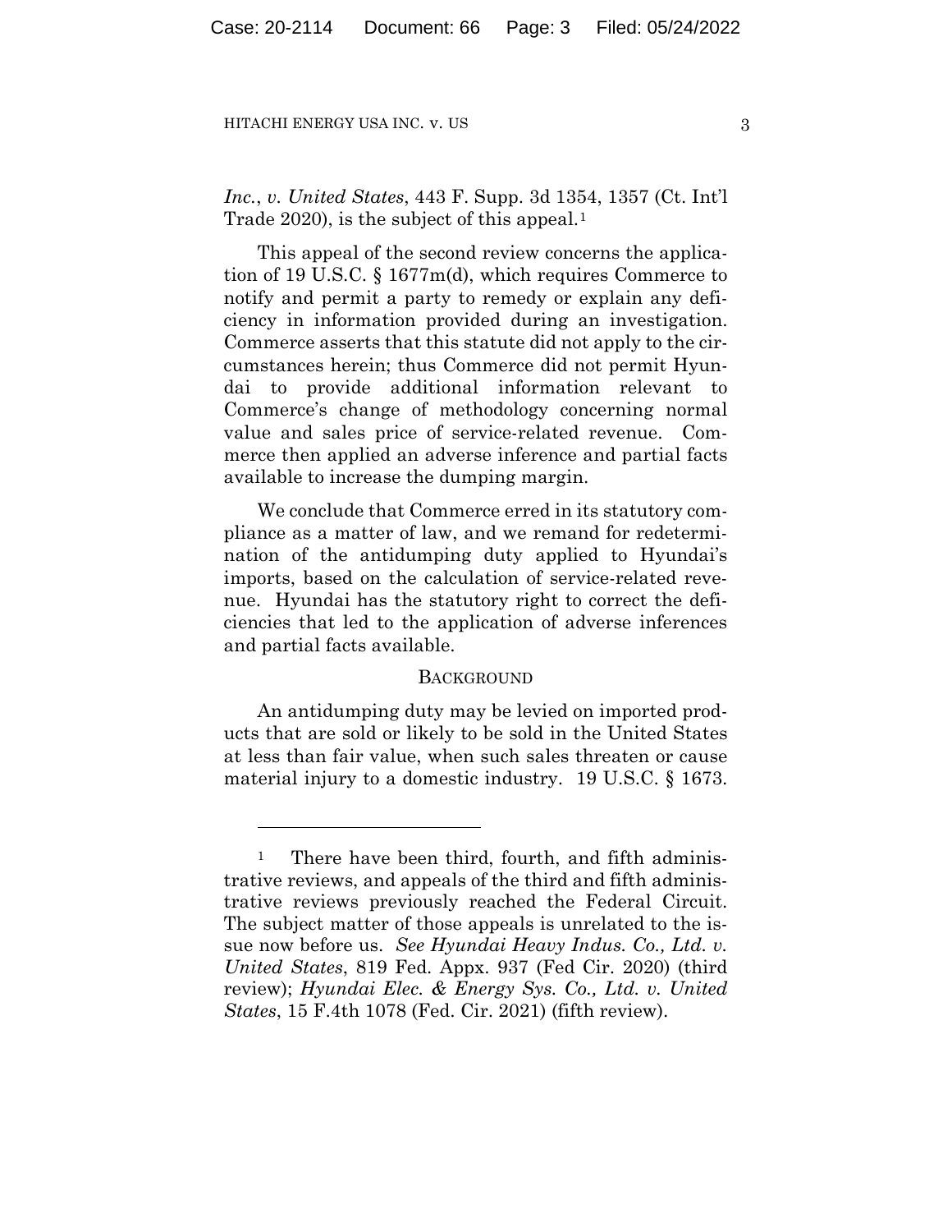*Inc.*, *v. United States*, 443 F. Supp. 3d 1354, 1357 (Ct. Int'l Trade 2020), is the subject of this appeal.[1]

This appeal of the second review concerns the application of 19 U.S.C. § 1677m(d), which requires Commerce to notify and permit a party to remedy or explain any deficiency in information provided during an investigation. Commerce asserts that this statute did not apply to the circumstances herein; thus Commerce did not permit Hyundai to provide additional information relevant to Commerce's change of methodology concerning normal value and sales price of service-related revenue. Commerce then applied an adverse inference and partial facts available to increase the dumping margin.

We conclude that Commerce erred in its statutory compliance as a matter of law, and we remand for redetermination of the antidumping duty applied to Hyundai's imports, based on the calculation of service-related revenue. Hyundai has the statutory right to correct the deficiencies that led to the application of adverse inferences and partial facts available.

## BACKGROUND

An antidumping duty may be levied on imported products that are sold or likely to be sold in the United States at less than fair value, when such sales threaten or cause material injury to a domestic industry. 19 U.S.C. § 1673.

---

[1] There have been third, fourth, and fifth administrative reviews, and appeals of the third and fifth administrative reviews previously reached the Federal Circuit. The subject matter of those appeals is unrelated to the issue now before us. *See Hyundai Heavy Indus. Co., Ltd. v. United States*, 819 Fed. Appx. 937 (Fed Cir. 2020) (third review); *Hyundai Elec. & Energy Sys. Co., Ltd. v. United States*, 15 F.4th 1078 (Fed. Cir. 2021) (fifth review).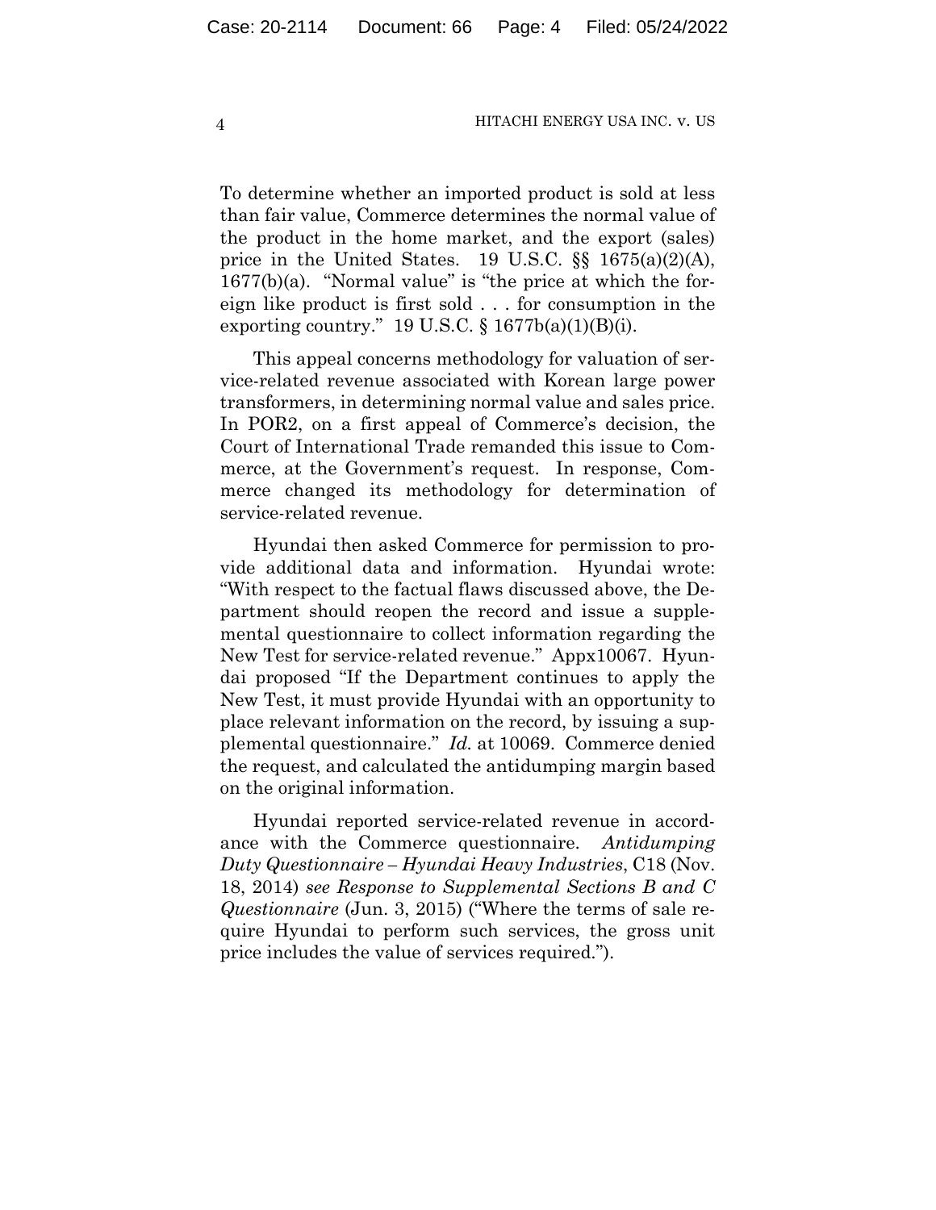To determine whether an imported product is sold at less than fair value, Commerce determines the normal value of the product in the home market, and the export (sales) price in the United States. 19 U.S.C. §§ 1675(a)(2)(A), 1677(b)(a). "Normal value" is "the price at which the foreign like product is first sold . . . for consumption in the exporting country." 19 U.S.C. § 1677b(a)(1)(B)(i).

This appeal concerns methodology for valuation of service-related revenue associated with Korean large power transformers, in determining normal value and sales price. In POR2, on a first appeal of Commerce's decision, the Court of International Trade remanded this issue to Commerce, at the Government's request. In response, Commerce changed its methodology for determination of service-related revenue.

Hyundai then asked Commerce for permission to provide additional data and information. Hyundai wrote: "With respect to the factual flaws discussed above, the Department should reopen the record and issue a supplemental questionnaire to collect information regarding the New Test for service-related revenue." Appx10067. Hyundai proposed "If the Department continues to apply the New Test, it must provide Hyundai with an opportunity to place relevant information on the record, by issuing a supplemental questionnaire." *Id.* at 10069. Commerce denied the request, and calculated the antidumping margin based on the original information.

Hyundai reported service-related revenue in accordance with the Commerce questionnaire. *Antidumping Duty Questionnaire – Hyundai Heavy Industries*, C18 (Nov. 18, 2014) *see Response to Supplemental Sections B and C Questionnaire* (Jun. 3, 2015) ("Where the terms of sale require Hyundai to perform such services, the gross unit price includes the value of services required.").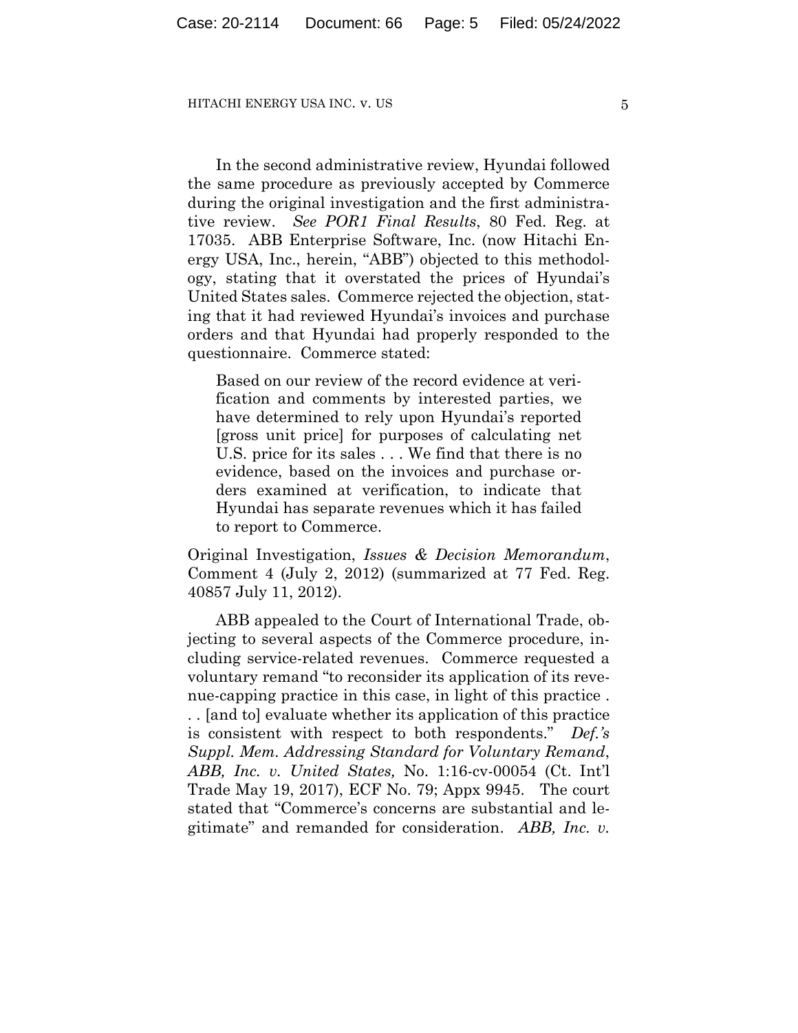In the second administrative review, Hyundai followed the same procedure as previously accepted by Commerce during the original investigation and the first administrative review. *See POR1 Final Results*, 80 Fed. Reg. at 17035. ABB Enterprise Software, Inc. (now Hitachi Energy USA, Inc., herein, "ABB") objected to this methodology, stating that it overstated the prices of Hyundai's United States sales. Commerce rejected the objection, stating that it had reviewed Hyundai's invoices and purchase orders and that Hyundai had properly responded to the questionnaire. Commerce stated:

> Based on our review of the record evidence at verification and comments by interested parties, we have determined to rely upon Hyundai's reported [gross unit price] for purposes of calculating net U.S. price for its sales . . . We find that there is no evidence, based on the invoices and purchase orders examined at verification, to indicate that Hyundai has separate revenues which it has failed to report to Commerce.

Original Investigation, *Issues & Decision Memorandum*, Comment 4 (July 2, 2012) (summarized at 77 Fed. Reg. 40857 July 11, 2012).

ABB appealed to the Court of International Trade, objecting to several aspects of the Commerce procedure, including service-related revenues. Commerce requested a voluntary remand "to reconsider its application of its revenue-capping practice in this case, in light of this practice . . . [and to] evaluate whether its application of this practice is consistent with respect to both respondents." *Def.'s Suppl. Mem. Addressing Standard for Voluntary Remand*, *ABB, Inc. v. United States,* No. 1:16-cv-00054 (Ct. Int'l Trade May 19, 2017), ECF No. 79; Appx 9945. The court stated that "Commerce's concerns are substantial and legitimate" and remanded for consideration. *ABB, Inc. v.*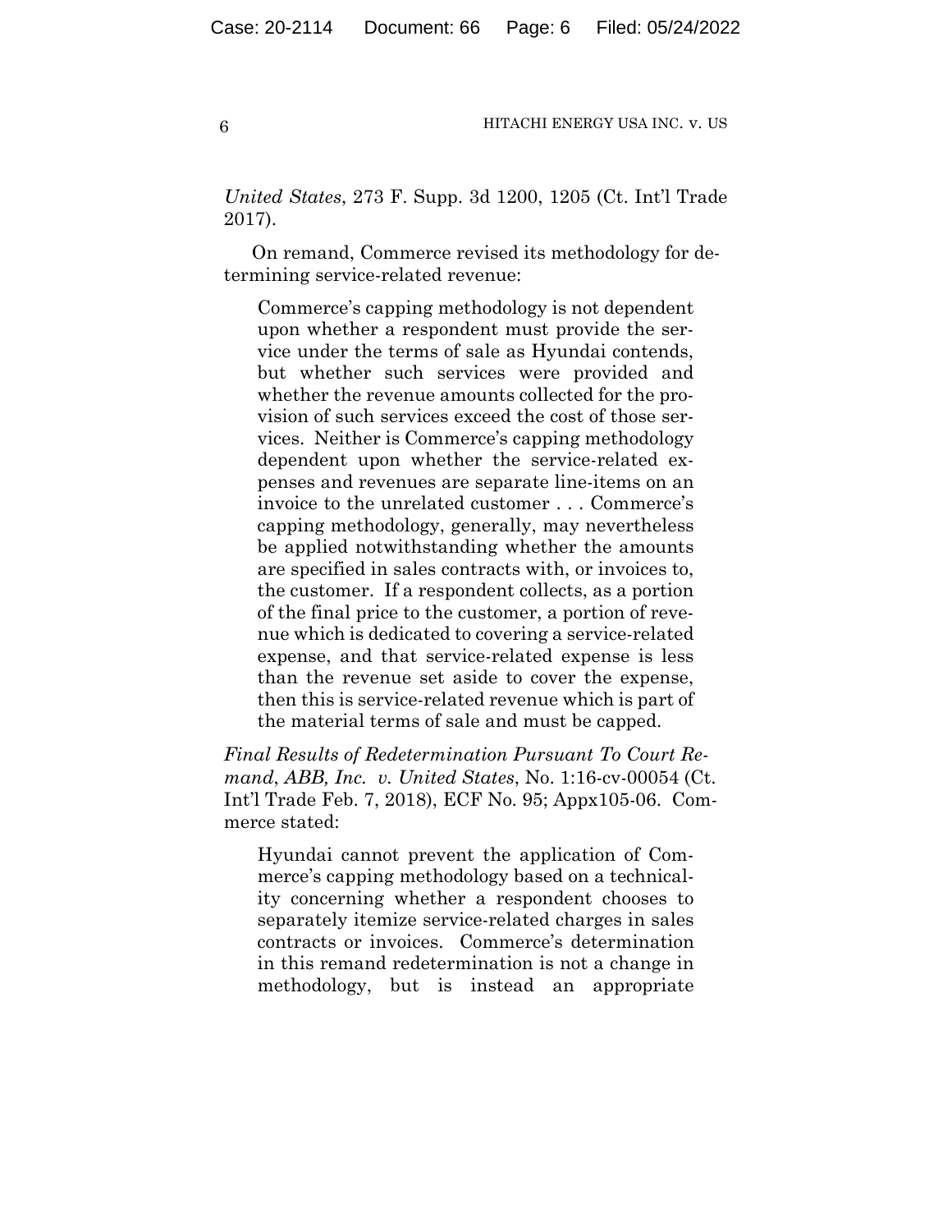*United States*, 273 F. Supp. 3d 1200, 1205 (Ct. Int'l Trade 2017).

On remand, Commerce revised its methodology for determining service-related revenue:

> Commerce's capping methodology is not dependent upon whether a respondent must provide the service under the terms of sale as Hyundai contends, but whether such services were provided and whether the revenue amounts collected for the provision of such services exceed the cost of those services. Neither is Commerce's capping methodology dependent upon whether the service-related expenses and revenues are separate line-items on an invoice to the unrelated customer . . . Commerce's capping methodology, generally, may nevertheless be applied notwithstanding whether the amounts are specified in sales contracts with, or invoices to, the customer. If a respondent collects, as a portion of the final price to the customer, a portion of revenue which is dedicated to covering a service-related expense, and that service-related expense is less than the revenue set aside to cover the expense, then this is service-related revenue which is part of the material terms of sale and must be capped.

*Final Results of Redetermination Pursuant To Court Remand*, *ABB, Inc. v. United States*, No. 1:16-cv-00054 (Ct. Int'l Trade Feb. 7, 2018), ECF No. 95; Appx105-06. Commerce stated:

> Hyundai cannot prevent the application of Commerce's capping methodology based on a technicality concerning whether a respondent chooses to separately itemize service-related charges in sales contracts or invoices. Commerce's determination in this remand redetermination is not a change in methodology, but is instead an appropriate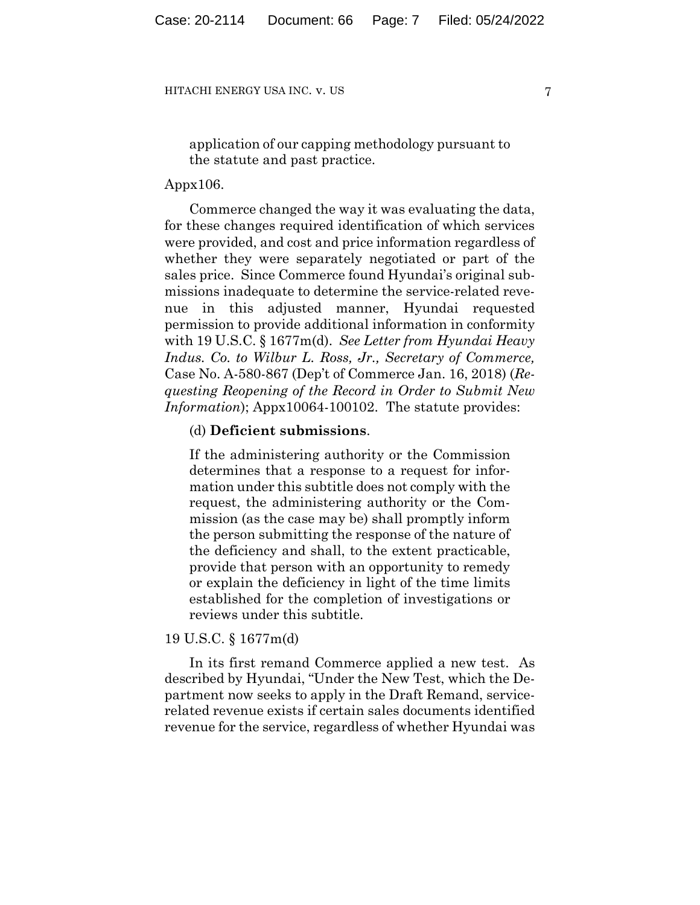> application of our capping methodology pursuant to the statute and past practice.

Appx106.

Commerce changed the way it was evaluating the data, for these changes required identification of which services were provided, and cost and price information regardless of whether they were separately negotiated or part of the sales price. Since Commerce found Hyundai's original submissions inadequate to determine the service-related revenue in this adjusted manner, Hyundai requested permission to provide additional information in conformity with 19 U.S.C. § 1677m(d). *See Letter from Hyundai Heavy Indus. Co. to Wilbur L. Ross, Jr., Secretary of Commerce,* Case No. A-580-867 (Dep't of Commerce Jan. 16, 2018) (*Requesting Reopening of the Record in Order to Submit New Information*); Appx10064-100102. The statute provides:

> (d) **Deficient submissions**.
>
> If the administering authority or the Commission determines that a response to a request for information under this subtitle does not comply with the request, the administering authority or the Commission (as the case may be) shall promptly inform the person submitting the response of the nature of the deficiency and shall, to the extent practicable, provide that person with an opportunity to remedy or explain the deficiency in light of the time limits established for the completion of investigations or reviews under this subtitle.

19 U.S.C. § 1677m(d)

In its first remand Commerce applied a new test. As described by Hyundai, "Under the New Test, which the Department now seeks to apply in the Draft Remand, service-related revenue exists if certain sales documents identified revenue for the service, regardless of whether Hyundai was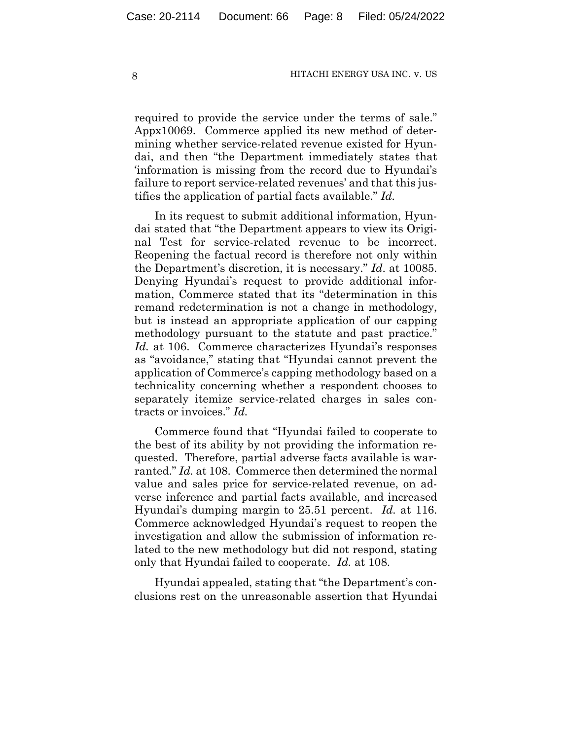required to provide the service under the terms of sale." Appx10069. Commerce applied its new method of determining whether service-related revenue existed for Hyundai, and then "the Department immediately states that 'information is missing from the record due to Hyundai's failure to report service-related revenues' and that this justifies the application of partial facts available." *Id.*

In its request to submit additional information, Hyundai stated that "the Department appears to view its Original Test for service-related revenue to be incorrect. Reopening the factual record is therefore not only within the Department's discretion, it is necessary." *Id.* at 10085. Denying Hyundai's request to provide additional information, Commerce stated that its "determination in this remand redetermination is not a change in methodology, but is instead an appropriate application of our capping methodology pursuant to the statute and past practice." *Id.* at 106. Commerce characterizes Hyundai's responses as "avoidance," stating that "Hyundai cannot prevent the application of Commerce's capping methodology based on a technicality concerning whether a respondent chooses to separately itemize service-related charges in sales contracts or invoices." *Id.*

Commerce found that "Hyundai failed to cooperate to the best of its ability by not providing the information requested. Therefore, partial adverse facts available is warranted." *Id.* at 108. Commerce then determined the normal value and sales price for service-related revenue, on adverse inference and partial facts available, and increased Hyundai's dumping margin to 25.51 percent. *Id.* at 116. Commerce acknowledged Hyundai's request to reopen the investigation and allow the submission of information related to the new methodology but did not respond, stating only that Hyundai failed to cooperate. *Id.* at 108.

Hyundai appealed, stating that "the Department's conclusions rest on the unreasonable assertion that Hyundai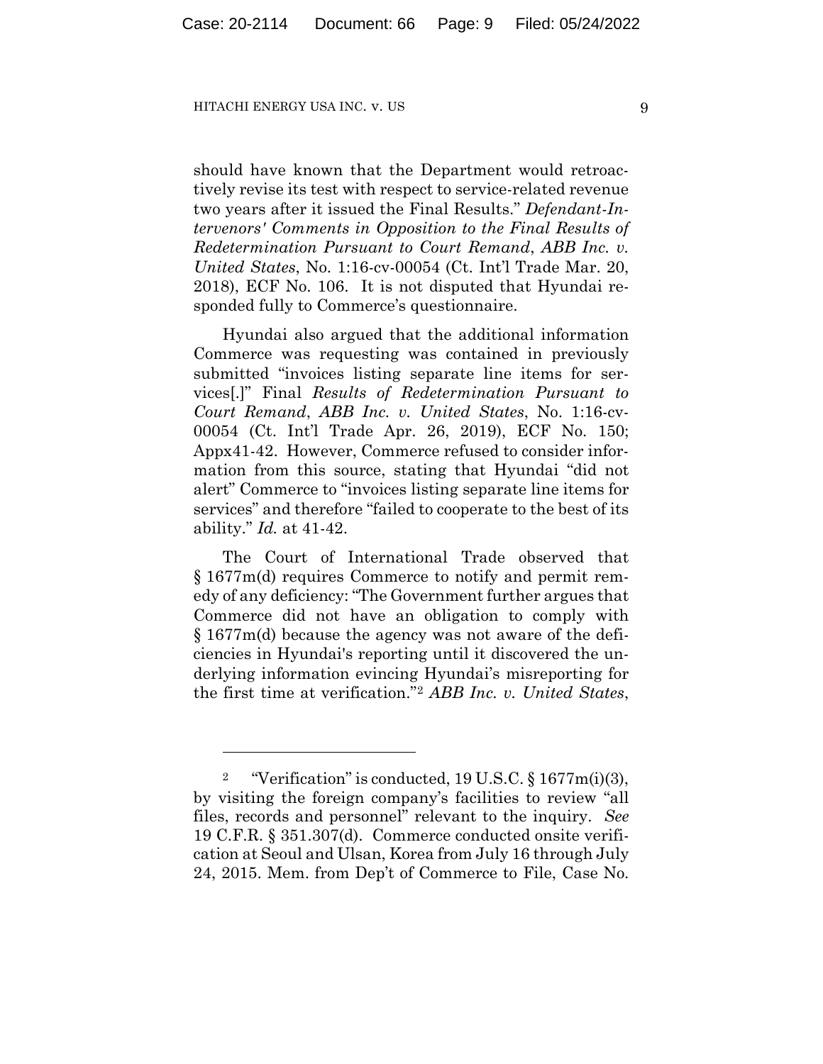should have known that the Department would retroactively revise its test with respect to service-related revenue two years after it issued the Final Results." *Defendant-Intervenors' Comments in Opposition to the Final Results of Redetermination Pursuant to Court Remand*, *ABB Inc. v. United States*, No. 1:16-cv-00054 (Ct. Int'l Trade Mar. 20, 2018), ECF No. 106. It is not disputed that Hyundai responded fully to Commerce's questionnaire.

Hyundai also argued that the additional information Commerce was requesting was contained in previously submitted "invoices listing separate line items for services[.]" Final *Results of Redetermination Pursuant to Court Remand*, *ABB Inc. v. United States*, No. 1:16-cv-00054 (Ct. Int'l Trade Apr. 26, 2019), ECF No. 150; Appx41-42. However, Commerce refused to consider information from this source, stating that Hyundai "did not alert" Commerce to "invoices listing separate line items for services" and therefore "failed to cooperate to the best of its ability." *Id.* at 41-42.

The Court of International Trade observed that § 1677m(d) requires Commerce to notify and permit remedy of any deficiency: "The Government further argues that Commerce did not have an obligation to comply with § 1677m(d) because the agency was not aware of the deficiencies in Hyundai's reporting until it discovered the underlying information evincing Hyundai's misreporting for the first time at verification."[2] *ABB Inc. v. United States*,

[2] "Verification" is conducted, 19 U.S.C. § 1677m(i)(3), by visiting the foreign company's facilities to review "all files, records and personnel" relevant to the inquiry. *See* 19 C.F.R. § 351.307(d). Commerce conducted onsite verification at Seoul and Ulsan, Korea from July 16 through July 24, 2015. Mem. from Dep't of Commerce to File, Case No.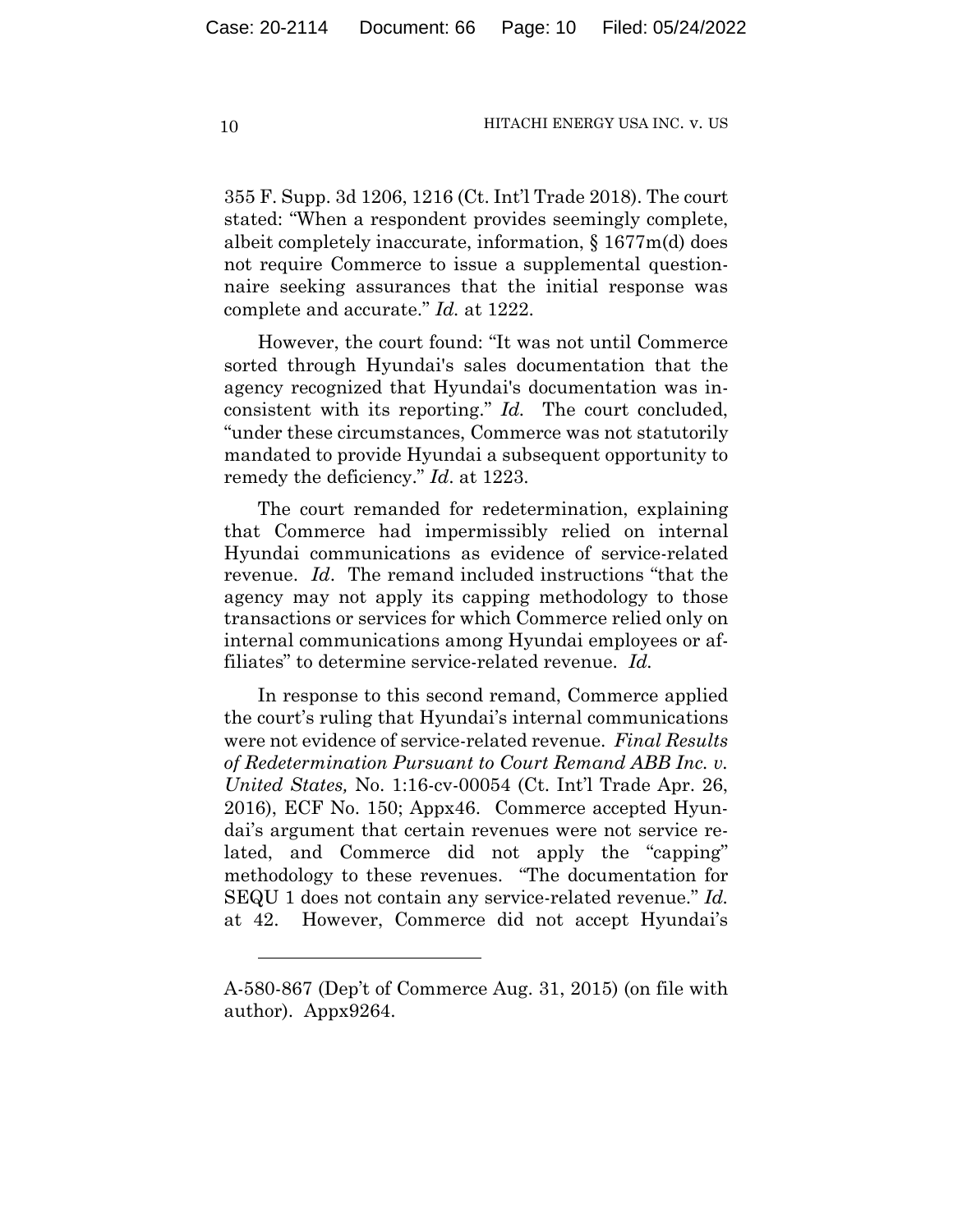355 F. Supp. 3d 1206, 1216 (Ct. Int'l Trade 2018). The court stated: "When a respondent provides seemingly complete, albeit completely inaccurate, information, § 1677m(d) does not require Commerce to issue a supplemental questionnaire seeking assurances that the initial response was complete and accurate." *Id.* at 1222.

However, the court found: "It was not until Commerce sorted through Hyundai's sales documentation that the agency recognized that Hyundai's documentation was inconsistent with its reporting." *Id.* The court concluded, "under these circumstances, Commerce was not statutorily mandated to provide Hyundai a subsequent opportunity to remedy the deficiency." *Id*. at 1223.

The court remanded for redetermination, explaining that Commerce had impermissibly relied on internal Hyundai communications as evidence of service-related revenue. *Id*. The remand included instructions "that the agency may not apply its capping methodology to those transactions or services for which Commerce relied only on internal communications among Hyundai employees or affiliates" to determine service-related revenue. *Id.*

In response to this second remand, Commerce applied the court's ruling that Hyundai's internal communications were not evidence of service-related revenue. *Final Results of Redetermination Pursuant to Court Remand ABB Inc. v. United States,* No. 1:16-cv-00054 (Ct. Int'l Trade Apr. 26, 2016), ECF No. 150; Appx46. Commerce accepted Hyundai's argument that certain revenues were not service related, and Commerce did not apply the "capping" methodology to these revenues. "The documentation for SEQU 1 does not contain any service-related revenue." *Id.* at 42. However, Commerce did not accept Hyundai's

---

A-580-867 (Dep't of Commerce Aug. 31, 2015) (on file with author). Appx9264.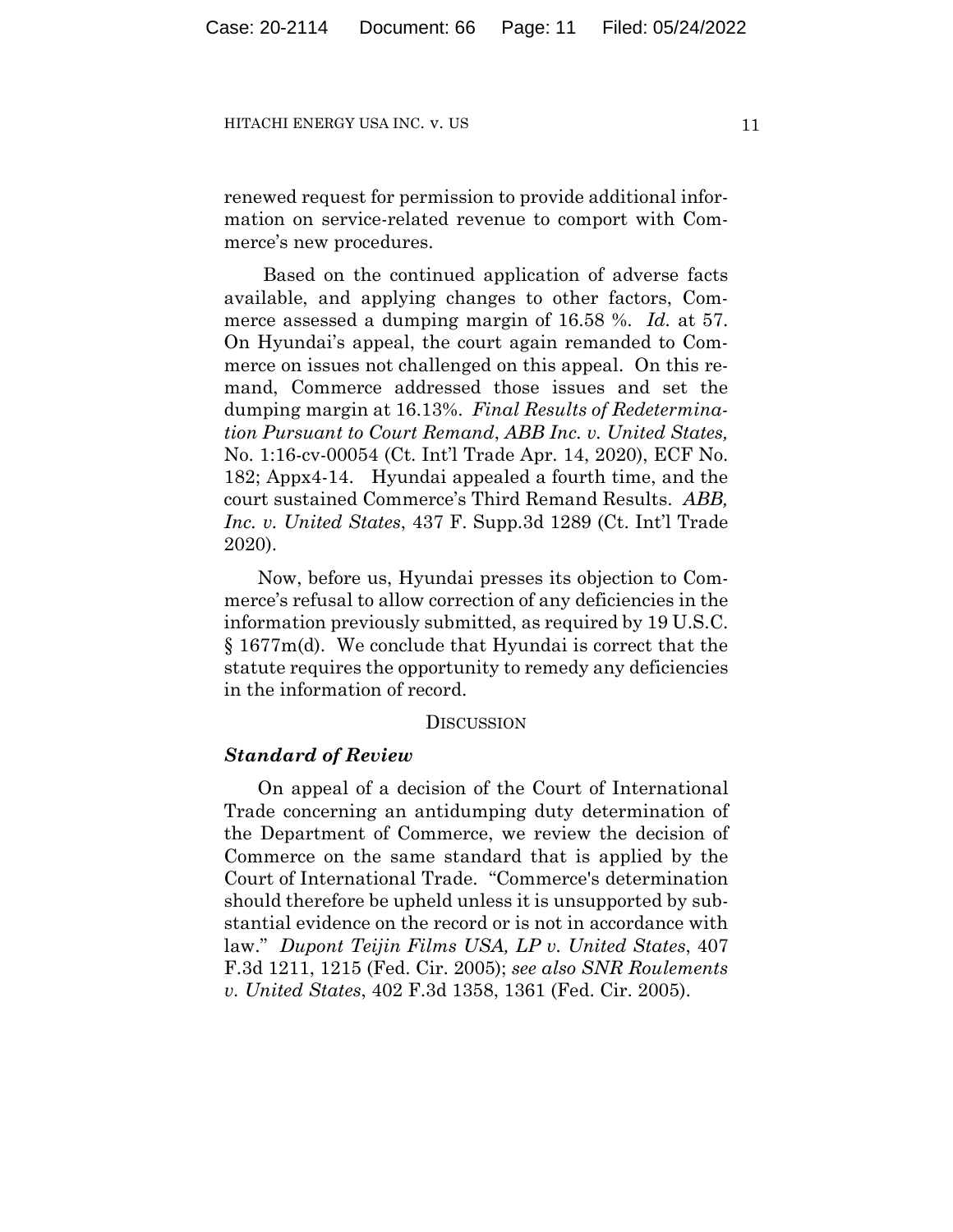renewed request for permission to provide additional information on service-related revenue to comport with Commerce's new procedures.

Based on the continued application of adverse facts available, and applying changes to other factors, Commerce assessed a dumping margin of 16.58 %. *Id.* at 57. On Hyundai's appeal, the court again remanded to Commerce on issues not challenged on this appeal. On this remand, Commerce addressed those issues and set the dumping margin at 16.13%. *Final Results of Redetermination Pursuant to Court Remand*, *ABB Inc. v. United States,* No. 1:16-cv-00054 (Ct. Int'l Trade Apr. 14, 2020), ECF No. 182; Appx4-14. Hyundai appealed a fourth time, and the court sustained Commerce's Third Remand Results. *ABB, Inc. v. United States*, 437 F. Supp.3d 1289 (Ct. Int'l Trade 2020).

Now, before us, Hyundai presses its objection to Commerce's refusal to allow correction of any deficiencies in the information previously submitted, as required by 19 U.S.C. § 1677m(d). We conclude that Hyundai is correct that the statute requires the opportunity to remedy any deficiencies in the information of record.

## Discussion

### *Standard of Review*

On appeal of a decision of the Court of International Trade concerning an antidumping duty determination of the Department of Commerce, we review the decision of Commerce on the same standard that is applied by the Court of International Trade. "Commerce's determination should therefore be upheld unless it is unsupported by substantial evidence on the record or is not in accordance with law." *Dupont Teijin Films USA, LP v. United States*, 407 F.3d 1211, 1215 (Fed. Cir. 2005); *see also SNR Roulements v. United States*, 402 F.3d 1358, 1361 (Fed. Cir. 2005).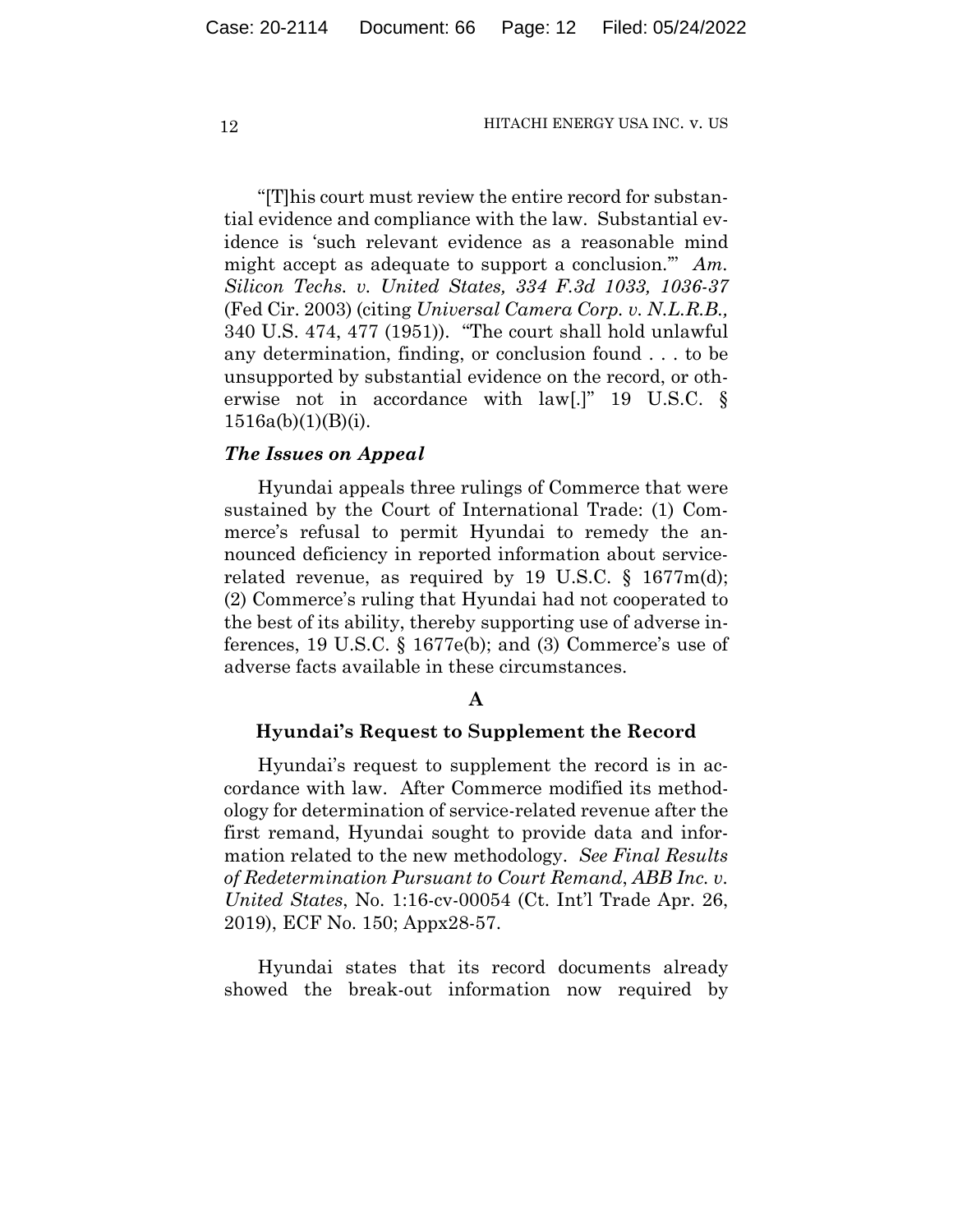"[T]his court must review the entire record for substantial evidence and compliance with the law. Substantial evidence is 'such relevant evidence as a reasonable mind might accept as adequate to support a conclusion.'" *Am. Silicon Techs. v. United States, 334 F.3d 1033, 1036-37* (Fed Cir. 2003) (citing *Universal Camera Corp. v. N.L.R.B.,* 340 U.S. 474, 477 (1951)). "The court shall hold unlawful any determination, finding, or conclusion found . . . to be unsupported by substantial evidence on the record, or otherwise not in accordance with law[.]" 19 U.S.C. § 1516a(b)(1)(B)(i).

### *The Issues on Appeal*

Hyundai appeals three rulings of Commerce that were sustained by the Court of International Trade: (1) Commerce's refusal to permit Hyundai to remedy the announced deficiency in reported information about service-related revenue, as required by 19 U.S.C. § 1677m(d); (2) Commerce's ruling that Hyundai had not cooperated to the best of its ability, thereby supporting use of adverse inferences, 19 U.S.C. § 1677e(b); and (3) Commerce's use of adverse facts available in these circumstances.

**A**

**Hyundai's Request to Supplement the Record**

Hyundai's request to supplement the record is in accordance with law. After Commerce modified its methodology for determination of service-related revenue after the first remand, Hyundai sought to provide data and information related to the new methodology. *See Final Results of Redetermination Pursuant to Court Remand*, *ABB Inc. v. United States*, No. 1:16-cv-00054 (Ct. Int'l Trade Apr. 26, 2019), ECF No. 150; Appx28-57.

Hyundai states that its record documents already showed the break-out information now required by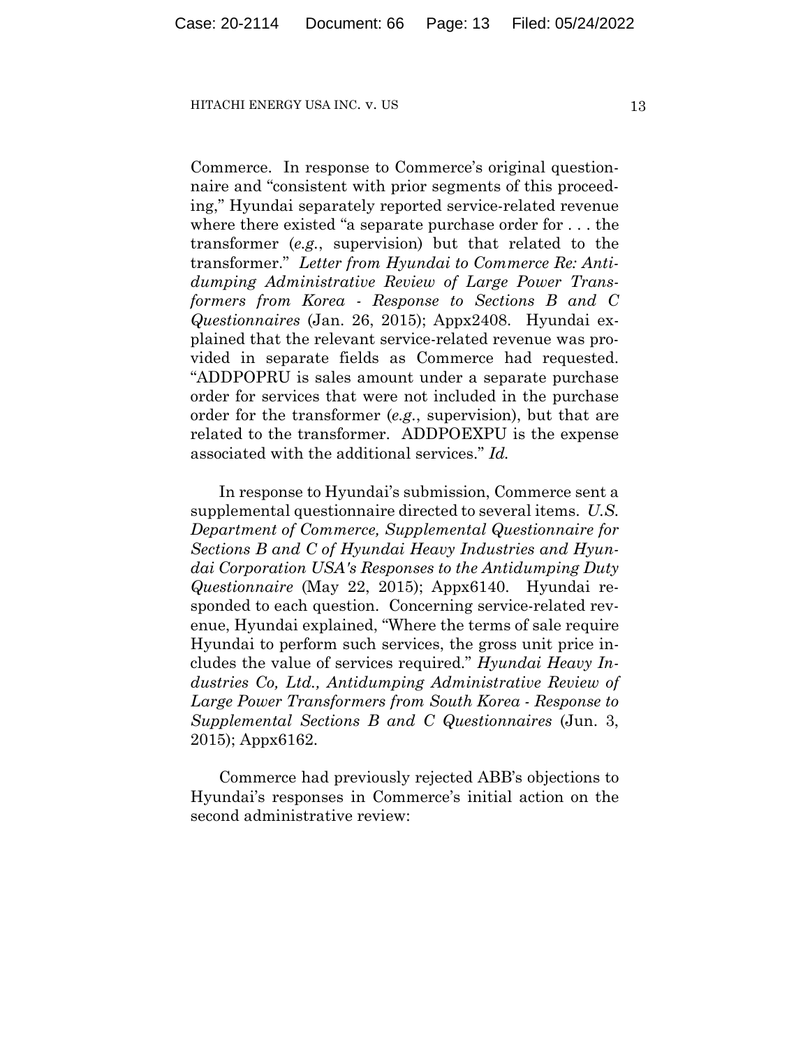Commerce. In response to Commerce's original questionnaire and "consistent with prior segments of this proceeding," Hyundai separately reported service-related revenue where there existed "a separate purchase order for . . . the transformer (*e.g.*, supervision) but that related to the transformer." *Letter from Hyundai to Commerce Re: Antidumping Administrative Review of Large Power Transformers from Korea - Response to Sections B and C Questionnaires* (Jan. 26, 2015); Appx2408. Hyundai explained that the relevant service-related revenue was provided in separate fields as Commerce had requested. "ADDPOPRU is sales amount under a separate purchase order for services that were not included in the purchase order for the transformer (*e.g.*, supervision), but that are related to the transformer. ADDPOEXPU is the expense associated with the additional services." *Id.*

In response to Hyundai's submission, Commerce sent a supplemental questionnaire directed to several items. *U.S. Department of Commerce, Supplemental Questionnaire for Sections B and C of Hyundai Heavy Industries and Hyundai Corporation USA's Responses to the Antidumping Duty Questionnaire* (May 22, 2015); Appx6140. Hyundai responded to each question. Concerning service-related revenue, Hyundai explained, "Where the terms of sale require Hyundai to perform such services, the gross unit price includes the value of services required." *Hyundai Heavy Industries Co, Ltd., Antidumping Administrative Review of Large Power Transformers from South Korea - Response to Supplemental Sections B and C Questionnaires* (Jun. 3, 2015); Appx6162.

Commerce had previously rejected ABB's objections to Hyundai's responses in Commerce's initial action on the second administrative review: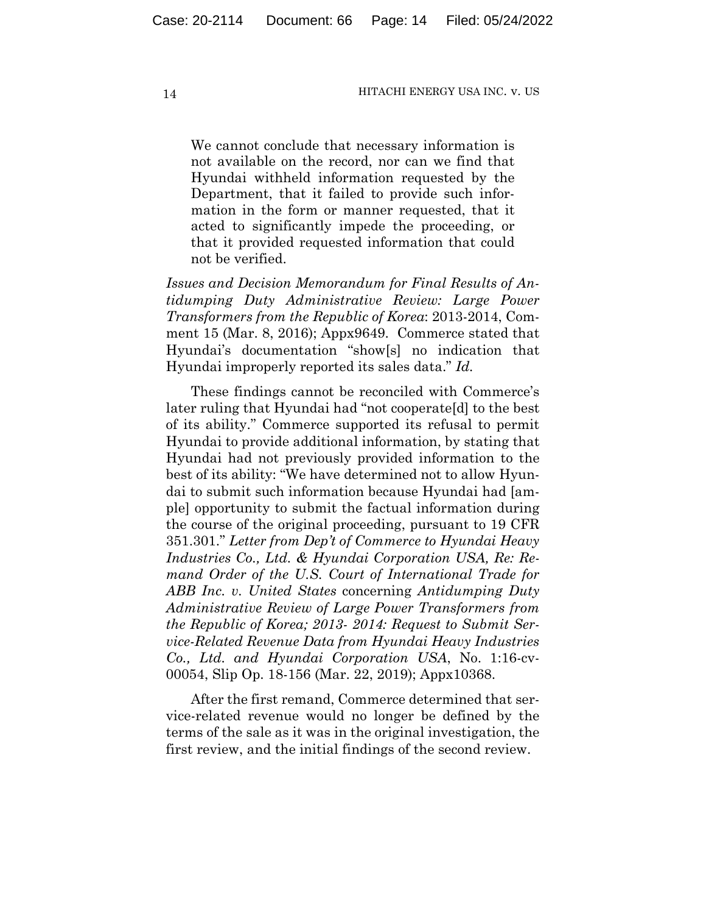> We cannot conclude that necessary information is not available on the record, nor can we find that Hyundai withheld information requested by the Department, that it failed to provide such information in the form or manner requested, that it acted to significantly impede the proceeding, or that it provided requested information that could not be verified.

*Issues and Decision Memorandum for Final Results of Antidumping Duty Administrative Review: Large Power Transformers from the Republic of Korea*: 2013-2014, Comment 15 (Mar. 8, 2016); Appx9649. Commerce stated that Hyundai's documentation "show[s] no indication that Hyundai improperly reported its sales data." *Id.*

These findings cannot be reconciled with Commerce's later ruling that Hyundai had "not cooperate[d] to the best of its ability." Commerce supported its refusal to permit Hyundai to provide additional information, by stating that Hyundai had not previously provided information to the best of its ability: "We have determined not to allow Hyundai to submit such information because Hyundai had [ample] opportunity to submit the factual information during the course of the original proceeding, pursuant to 19 CFR 351.301." *Letter from Dep't of Commerce to Hyundai Heavy Industries Co., Ltd. & Hyundai Corporation USA, Re: Remand Order of the U.S. Court of International Trade for ABB Inc. v. United States* concerning *Antidumping Duty Administrative Review of Large Power Transformers from the Republic of Korea; 2013- 2014: Request to Submit Service-Related Revenue Data from Hyundai Heavy Industries Co., Ltd. and Hyundai Corporation USA*, No. 1:16-cv-00054, Slip Op. 18-156 (Mar. 22, 2019); Appx10368.

After the first remand, Commerce determined that service-related revenue would no longer be defined by the terms of the sale as it was in the original investigation, the first review, and the initial findings of the second review.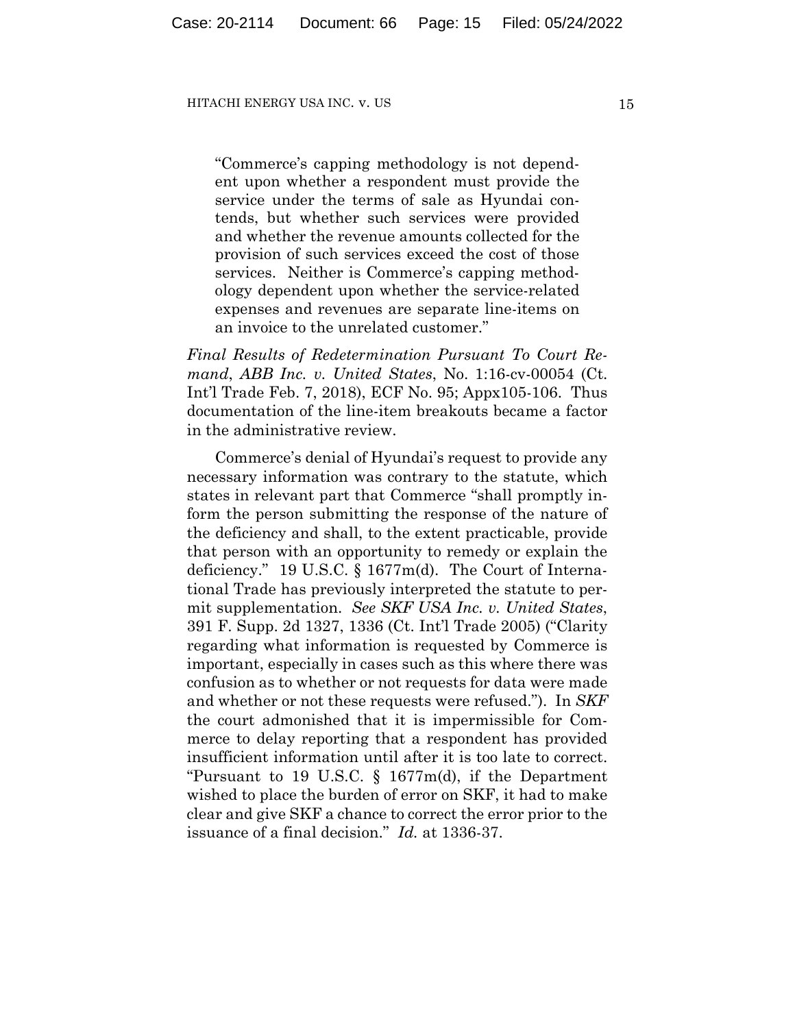> "Commerce's capping methodology is not dependent upon whether a respondent must provide the service under the terms of sale as Hyundai contends, but whether such services were provided and whether the revenue amounts collected for the provision of such services exceed the cost of those services. Neither is Commerce's capping methodology dependent upon whether the service-related expenses and revenues are separate line-items on an invoice to the unrelated customer."

*Final Results of Redetermination Pursuant To Court Remand*, *ABB Inc. v. United States*, No. 1:16-cv-00054 (Ct. Int'l Trade Feb. 7, 2018), ECF No. 95; Appx105-106. Thus documentation of the line-item breakouts became a factor in the administrative review.

Commerce's denial of Hyundai's request to provide any necessary information was contrary to the statute, which states in relevant part that Commerce "shall promptly inform the person submitting the response of the nature of the deficiency and shall, to the extent practicable, provide that person with an opportunity to remedy or explain the deficiency." 19 U.S.C. § 1677m(d). The Court of International Trade has previously interpreted the statute to permit supplementation. *See SKF USA Inc. v. United States*, 391 F. Supp. 2d 1327, 1336 (Ct. Int'l Trade 2005) ("Clarity regarding what information is requested by Commerce is important, especially in cases such as this where there was confusion as to whether or not requests for data were made and whether or not these requests were refused."). In *SKF* the court admonished that it is impermissible for Commerce to delay reporting that a respondent has provided insufficient information until after it is too late to correct. "Pursuant to 19 U.S.C. § 1677m(d), if the Department wished to place the burden of error on SKF, it had to make clear and give SKF a chance to correct the error prior to the issuance of a final decision." *Id.* at 1336-37.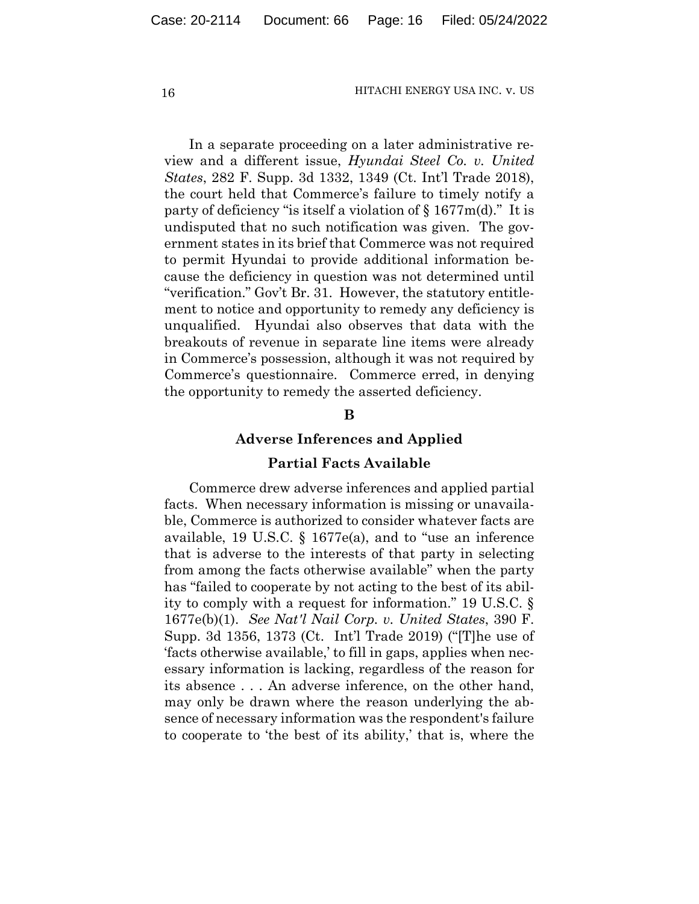In a separate proceeding on a later administrative review and a different issue, *Hyundai Steel Co. v. United States*, 282 F. Supp. 3d 1332, 1349 (Ct. Int'l Trade 2018), the court held that Commerce's failure to timely notify a party of deficiency "is itself a violation of § 1677m(d)." It is undisputed that no such notification was given. The government states in its brief that Commerce was not required to permit Hyundai to provide additional information because the deficiency in question was not determined until "verification." Gov't Br. 31. However, the statutory entitlement to notice and opportunity to remedy any deficiency is unqualified. Hyundai also observes that data with the breakouts of revenue in separate line items were already in Commerce's possession, although it was not required by Commerce's questionnaire. Commerce erred, in denying the opportunity to remedy the asserted deficiency.

### B

### Adverse Inferences and Applied Partial Facts Available

Commerce drew adverse inferences and applied partial facts. When necessary information is missing or unavailable, Commerce is authorized to consider whatever facts are available, 19 U.S.C. § 1677e(a), and to "use an inference that is adverse to the interests of that party in selecting from among the facts otherwise available" when the party has "failed to cooperate by not acting to the best of its ability to comply with a request for information." 19 U.S.C. § 1677e(b)(1). *See Nat'l Nail Corp. v. United States*, 390 F. Supp. 3d 1356, 1373 (Ct. Int'l Trade 2019) ("[T]he use of 'facts otherwise available,' to fill in gaps, applies when necessary information is lacking, regardless of the reason for its absence . . . An adverse inference, on the other hand, may only be drawn where the reason underlying the absence of necessary information was the respondent's failure to cooperate to 'the best of its ability,' that is, where the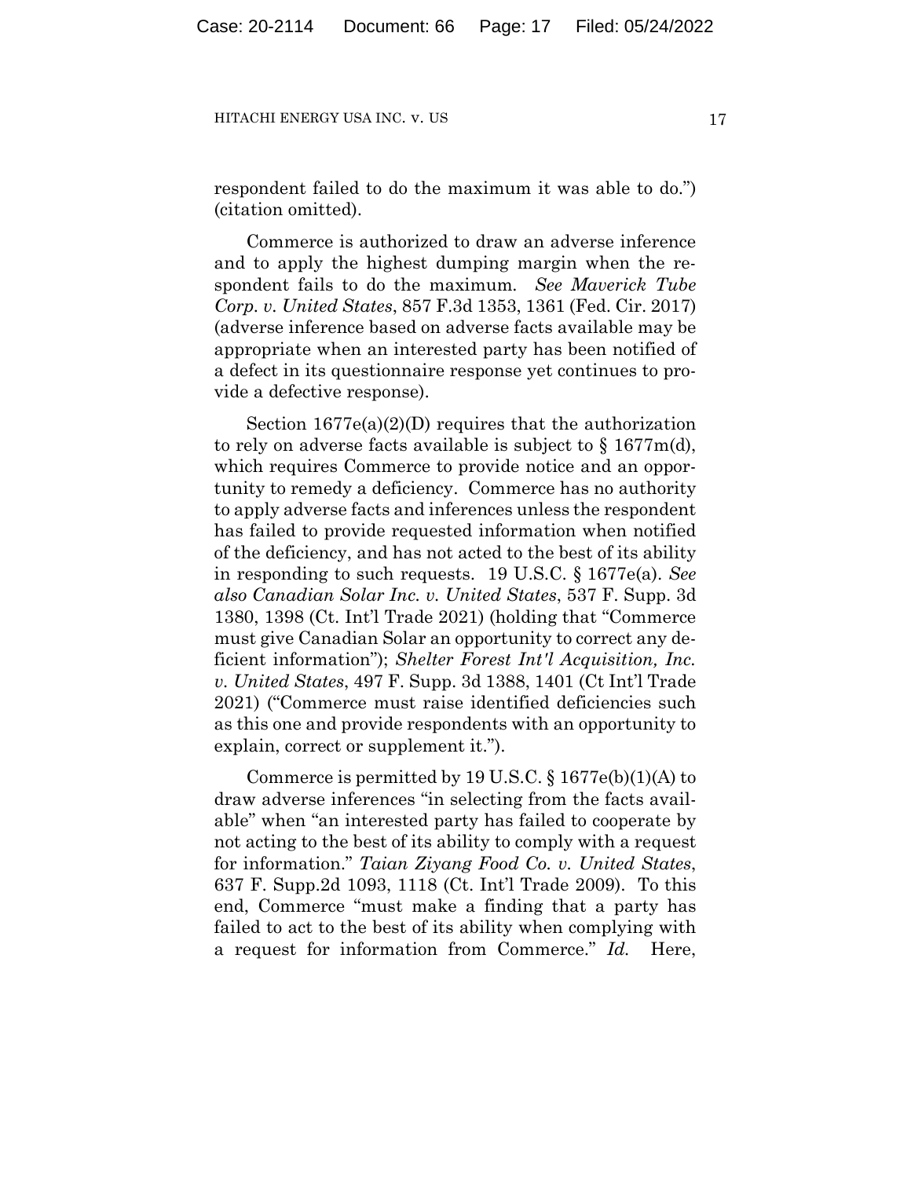respondent failed to do the maximum it was able to do.") (citation omitted).

Commerce is authorized to draw an adverse inference and to apply the highest dumping margin when the respondent fails to do the maximum. *See Maverick Tube Corp. v. United States*, 857 F.3d 1353, 1361 (Fed. Cir. 2017) (adverse inference based on adverse facts available may be appropriate when an interested party has been notified of a defect in its questionnaire response yet continues to provide a defective response).

Section 1677e(a)(2)(D) requires that the authorization to rely on adverse facts available is subject to § 1677m(d), which requires Commerce to provide notice and an opportunity to remedy a deficiency. Commerce has no authority to apply adverse facts and inferences unless the respondent has failed to provide requested information when notified of the deficiency, and has not acted to the best of its ability in responding to such requests. 19 U.S.C. § 1677e(a). *See also Canadian Solar Inc. v. United States*, 537 F. Supp. 3d 1380, 1398 (Ct. Int'l Trade 2021) (holding that "Commerce must give Canadian Solar an opportunity to correct any deficient information"); *Shelter Forest Int'l Acquisition, Inc. v. United States*, 497 F. Supp. 3d 1388, 1401 (Ct Int'l Trade 2021) ("Commerce must raise identified deficiencies such as this one and provide respondents with an opportunity to explain, correct or supplement it.").

Commerce is permitted by 19 U.S.C. § 1677e(b)(1)(A) to draw adverse inferences "in selecting from the facts available" when "an interested party has failed to cooperate by not acting to the best of its ability to comply with a request for information." *Taian Ziyang Food Co. v. United States*, 637 F. Supp.2d 1093, 1118 (Ct. Int'l Trade 2009). To this end, Commerce "must make a finding that a party has failed to act to the best of its ability when complying with a request for information from Commerce." *Id.* Here,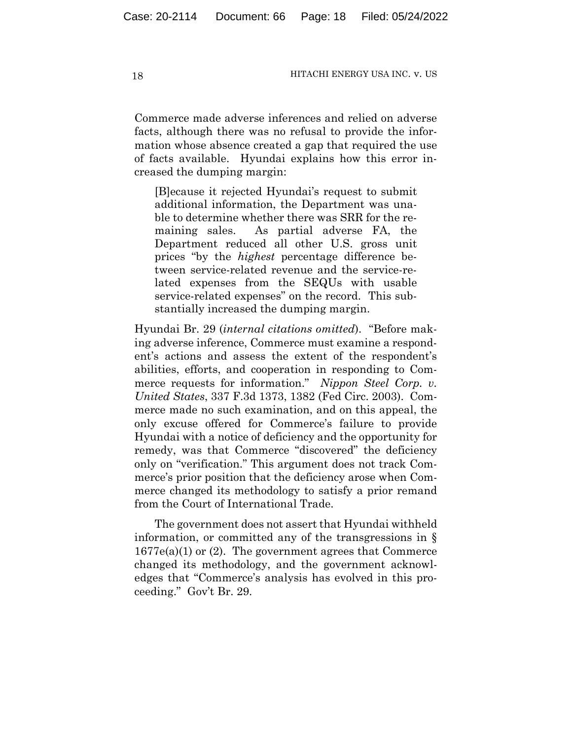Commerce made adverse inferences and relied on adverse facts, although there was no refusal to provide the information whose absence created a gap that required the use of facts available. Hyundai explains how this error increased the dumping margin:

> [B]ecause it rejected Hyundai's request to submit additional information, the Department was unable to determine whether there was SRR for the remaining sales. As partial adverse FA, the Department reduced all other U.S. gross unit prices "by the *highest* percentage difference between service-related revenue and the service-related expenses from the SEQUs with usable service-related expenses" on the record. This substantially increased the dumping margin.

Hyundai Br. 29 (*internal citations omitted*). "Before making adverse inference, Commerce must examine a respondent's actions and assess the extent of the respondent's abilities, efforts, and cooperation in responding to Commerce requests for information." *Nippon Steel Corp. v. United States*, 337 F.3d 1373, 1382 (Fed Circ. 2003). Commerce made no such examination, and on this appeal, the only excuse offered for Commerce's failure to provide Hyundai with a notice of deficiency and the opportunity for remedy, was that Commerce "discovered" the deficiency only on "verification." This argument does not track Commerce's prior position that the deficiency arose when Commerce changed its methodology to satisfy a prior remand from the Court of International Trade.

The government does not assert that Hyundai withheld information, or committed any of the transgressions in § 1677e(a)(1) or (2). The government agrees that Commerce changed its methodology, and the government acknowledges that "Commerce's analysis has evolved in this proceeding." Gov't Br. 29.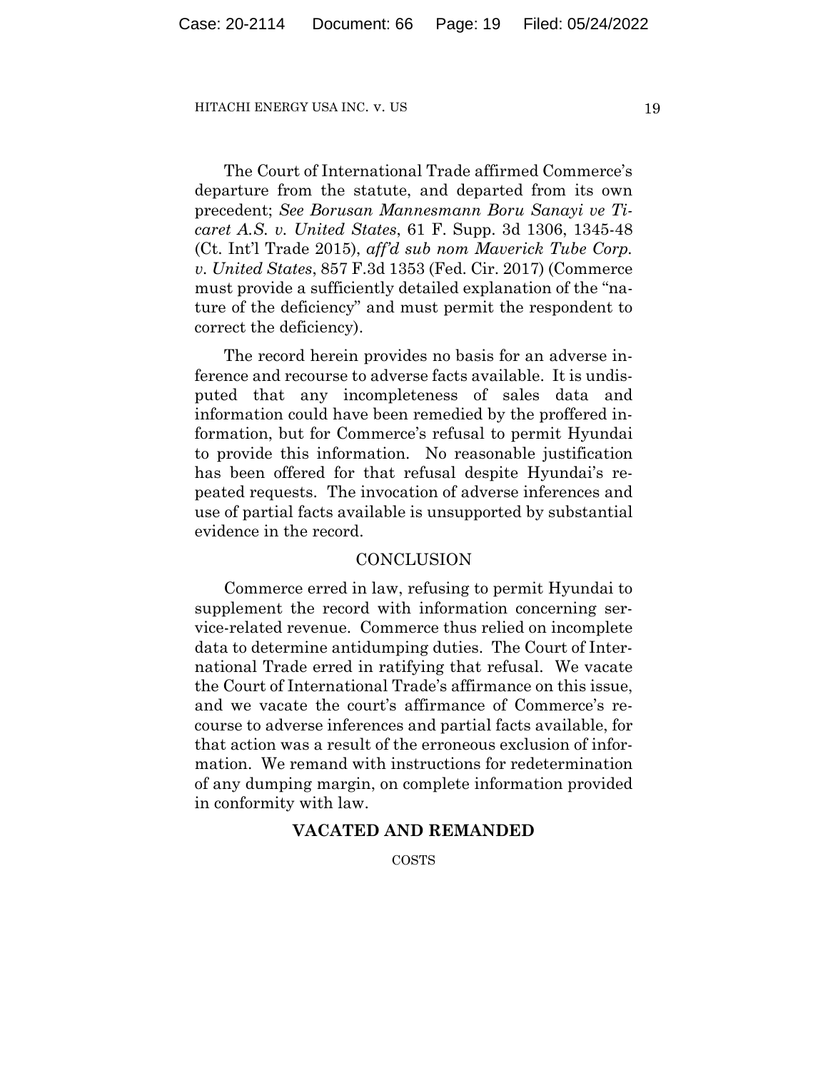The Court of International Trade affirmed Commerce's departure from the statute, and departed from its own precedent; *See Borusan Mannesmann Boru Sanayi ve Ticaret A.S. v. United States*, 61 F. Supp. 3d 1306, 1345-48 (Ct. Int'l Trade 2015), *aff'd sub nom Maverick Tube Corp. v. United States*, 857 F.3d 1353 (Fed. Cir. 2017) (Commerce must provide a sufficiently detailed explanation of the "nature of the deficiency" and must permit the respondent to correct the deficiency).

The record herein provides no basis for an adverse inference and recourse to adverse facts available. It is undisputed that any incompleteness of sales data and information could have been remedied by the proffered information, but for Commerce's refusal to permit Hyundai to provide this information. No reasonable justification has been offered for that refusal despite Hyundai's repeated requests. The invocation of adverse inferences and use of partial facts available is unsupported by substantial evidence in the record.

## CONCLUSION

Commerce erred in law, refusing to permit Hyundai to supplement the record with information concerning service-related revenue. Commerce thus relied on incomplete data to determine antidumping duties. The Court of International Trade erred in ratifying that refusal. We vacate the Court of International Trade's affirmance on this issue, and we vacate the court's affirmance of Commerce's recourse to adverse inferences and partial facts available, for that action was a result of the erroneous exclusion of information. We remand with instructions for redetermination of any dumping margin, on complete information provided in conformity with law.

**VACATED AND REMANDED**

COSTS